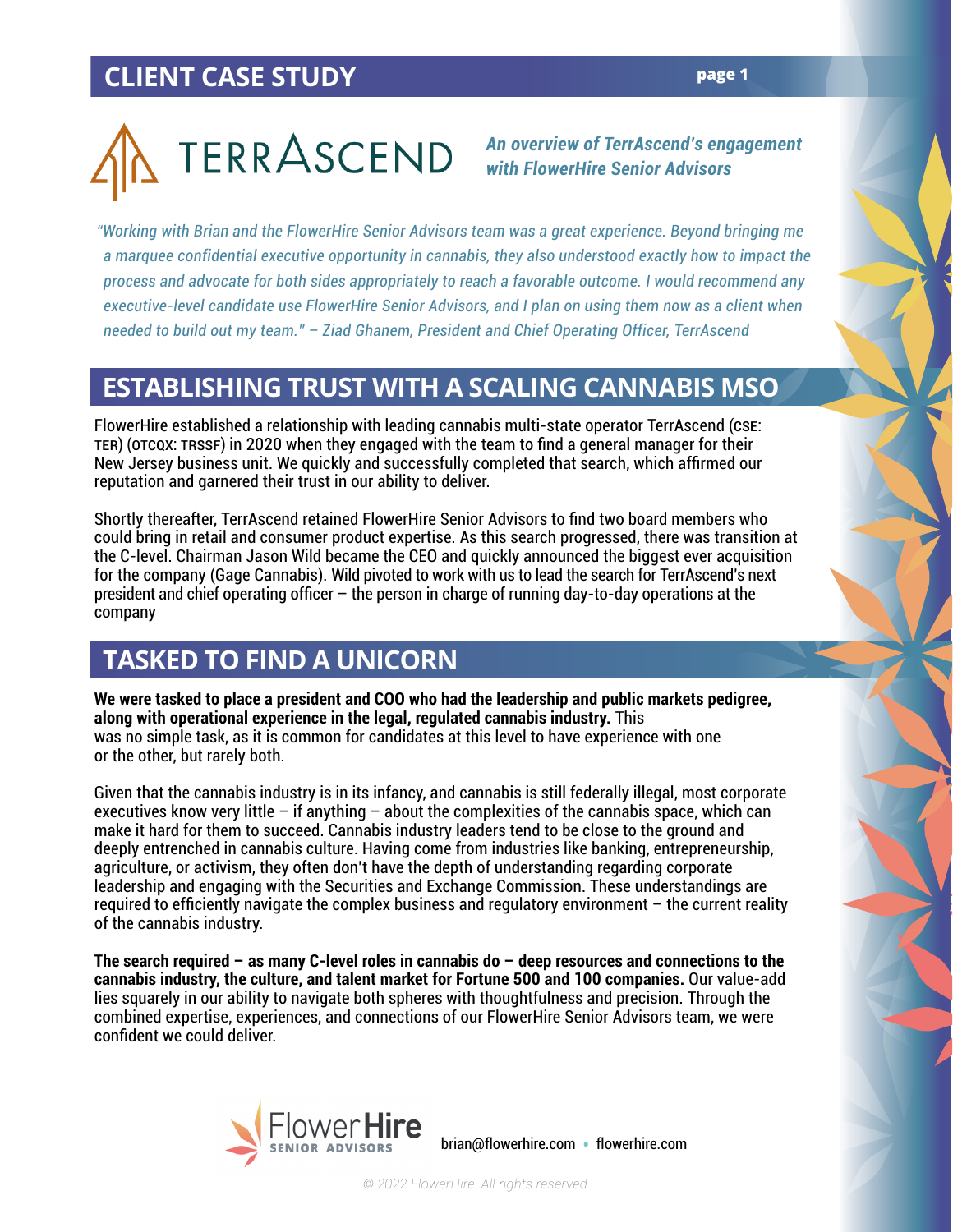# CLIENT CASE STUDY

TERRASCEND

***An overview of TerrAscend's engagement with FlowerHire Senior Advisors***

*"Working with Brian and the FlowerHire Senior Advisors team was a great experience. Beyond bringing me a marquee confidential executive opportunity in cannabis, they also understood exactly how to impact the process and advocate for both sides appropriately to reach a favorable outcome. I would recommend any executive-level candidate use FlowerHire Senior Advisors, and I plan on using them now as a client when needed to build out my team." – Ziad Ghanem, President and Chief Operating Officer, TerrAscend*

## ESTABLISHING TRUST WITH A SCALING CANNABIS MSO

FlowerHire established a relationship with leading cannabis multi-state operator TerrAscend (CSE: TER) (OTCQX: TRSSF) in 2020 when they engaged with the team to find a general manager for their New Jersey business unit. We quickly and successfully completed that search, which affirmed our reputation and garnered their trust in our ability to deliver.

Shortly thereafter, TerrAscend retained FlowerHire Senior Advisors to find two board members who could bring in retail and consumer product expertise. As this search progressed, there was transition at the C-level. Chairman Jason Wild became the CEO and quickly announced the biggest ever acquisition for the company (Gage Cannabis). Wild pivoted to work with us to lead the search for TerrAscend's next president and chief operating officer – the person in charge of running day-to-day operations at the company

## TASKED TO FIND A UNICORN

**We were tasked to place a president and COO who had the leadership and public markets pedigree, along with operational experience in the legal, regulated cannabis industry.** This was no simple task, as it is common for candidates at this level to have experience with one or the other, but rarely both.

Given that the cannabis industry is in its infancy, and cannabis is still federally illegal, most corporate executives know very little – if anything – about the complexities of the cannabis space, which can make it hard for them to succeed. Cannabis industry leaders tend to be close to the ground and deeply entrenched in cannabis culture. Having come from industries like banking, entrepreneurship, agriculture, or activism, they often don't have the depth of understanding regarding corporate leadership and engaging with the Securities and Exchange Commission. These understandings are required to efficiently navigate the complex business and regulatory environment – the current reality of the cannabis industry.

**The search required – as many C-level roles in cannabis do – deep resources and connections to the cannabis industry, the culture, and talent market for Fortune 500 and 100 companies.** Our value-add lies squarely in our ability to navigate both spheres with thoughtfulness and precision. Through the combined expertise, experiences, and connections of our FlowerHire Senior Advisors team, we were confident we could deliver.

FlowerHire SENIOR ADVISORS

brian@flowerhire.com • flowerhire.com

*© 2022 FlowerHire. All rights reserved.*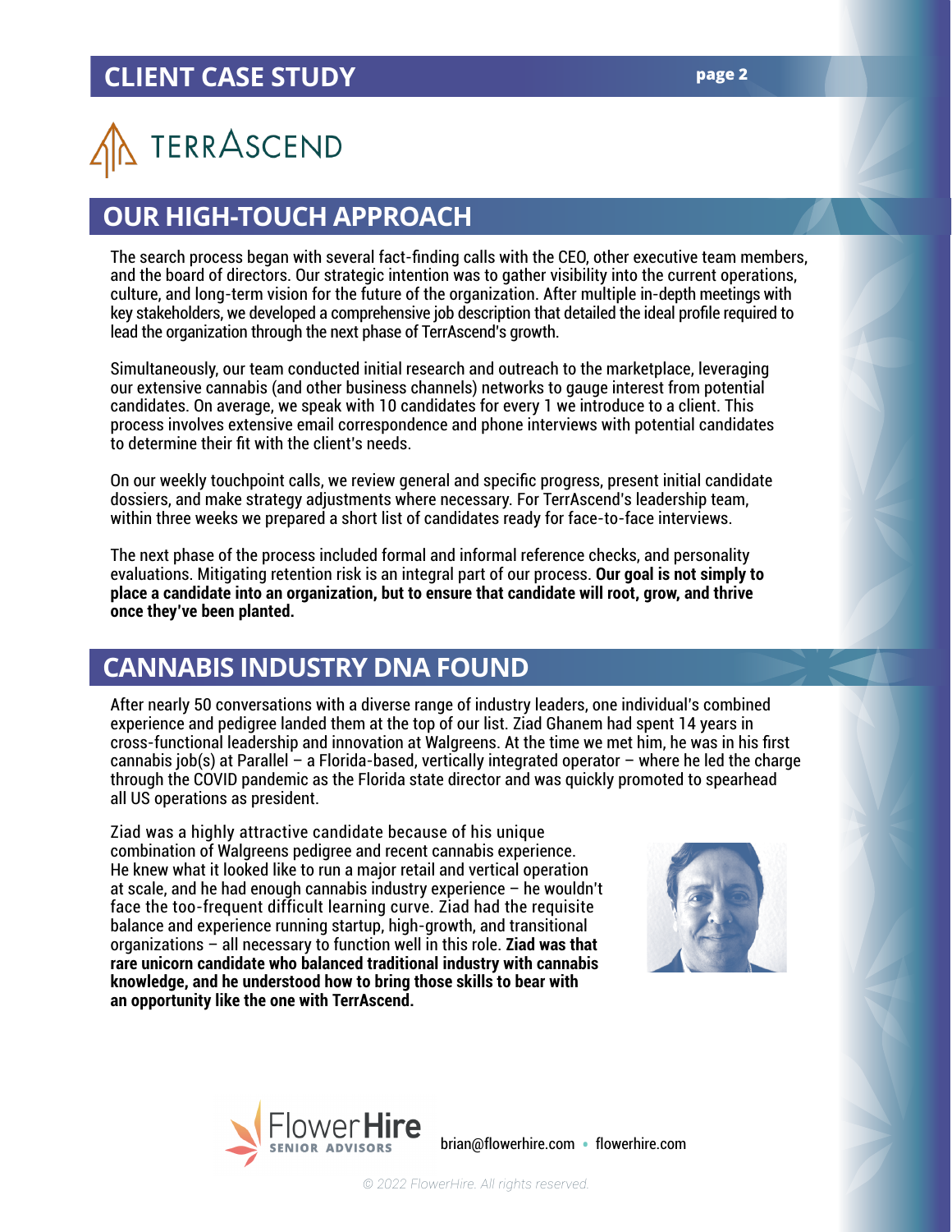# TERRASCEND

## OUR HIGH-TOUCH APPROACH

The search process began with several fact-finding calls with the CEO, other executive team members, and the board of directors. Our strategic intention was to gather visibility into the current operations, culture, and long-term vision for the future of the organization. After multiple in-depth meetings with key stakeholders, we developed a comprehensive job description that detailed the ideal profile required to lead the organization through the next phase of TerrAscend's growth.

Simultaneously, our team conducted initial research and outreach to the marketplace, leveraging our extensive cannabis (and other business channels) networks to gauge interest from potential candidates. On average, we speak with 10 candidates for every 1 we introduce to a client. This process involves extensive email correspondence and phone interviews with potential candidates to determine their fit with the client's needs.

On our weekly touchpoint calls, we review general and specific progress, present initial candidate dossiers, and make strategy adjustments where necessary. For TerrAscend's leadership team, within three weeks we prepared a short list of candidates ready for face-to-face interviews.

The next phase of the process included formal and informal reference checks, and personality evaluations. Mitigating retention risk is an integral part of our process. **Our goal is not simply to place a candidate into an organization, but to ensure that candidate will root, grow, and thrive once they've been planted.**

## CANNABIS INDUSTRY DNA FOUND

After nearly 50 conversations with a diverse range of industry leaders, one individual's combined experience and pedigree landed them at the top of our list. Ziad Ghanem had spent 14 years in cross-functional leadership and innovation at Walgreens. At the time we met him, he was in his first cannabis job(s) at Parallel – a Florida-based, vertically integrated operator – where he led the charge through the COVID pandemic as the Florida state director and was quickly promoted to spearhead all US operations as president.

Ziad was a highly attractive candidate because of his unique combination of Walgreens pedigree and recent cannabis experience. He knew what it looked like to run a major retail and vertical operation at scale, and he had enough cannabis industry experience – he wouldn't face the too-frequent difficult learning curve. Ziad had the requisite balance and experience running startup, high-growth, and transitional organizations – all necessary to function well in this role. **Ziad was that rare unicorn candidate who balanced traditional industry with cannabis knowledge, and he understood how to bring those skills to bear with an opportunity like the one with TerrAscend.**

FlowerHire SENIOR ADVISORS

brian@flowerhire.com • flowerhire.com

© 2022 FlowerHire. All rights reserved.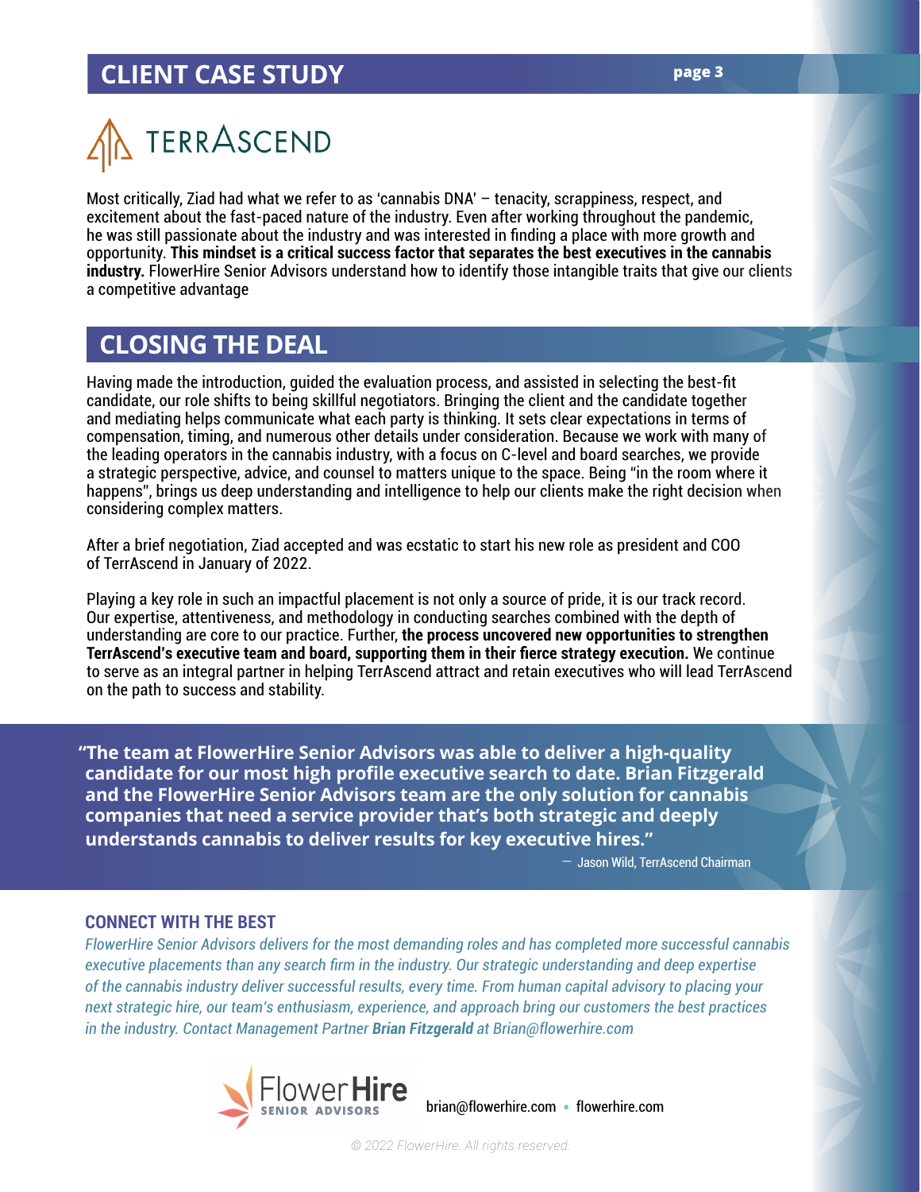# CLIENT CASE STUDY

TERRASCEND

Most critically, Ziad had what we refer to as 'cannabis DNA' – tenacity, scrappiness, respect, and excitement about the fast-paced nature of the industry. Even after working throughout the pandemic, he was still passionate about the industry and was interested in finding a place with more growth and opportunity. **This mindset is a critical success factor that separates the best executives in the cannabis industry.** FlowerHire Senior Advisors understand how to identify those intangible traits that give our clients a competitive advantage

## CLOSING THE DEAL

Having made the introduction, guided the evaluation process, and assisted in selecting the best-fit candidate, our role shifts to being skillful negotiators. Bringing the client and the candidate together and mediating helps communicate what each party is thinking. It sets clear expectations in terms of compensation, timing, and numerous other details under consideration. Because we work with many of the leading operators in the cannabis industry, with a focus on C-level and board searches, we provide a strategic perspective, advice, and counsel to matters unique to the space. Being "in the room where it happens", brings us deep understanding and intelligence to help our clients make the right decision when considering complex matters.

After a brief negotiation, Ziad accepted and was ecstatic to start his new role as president and COO of TerrAscend in January of 2022.

Playing a key role in such an impactful placement is not only a source of pride, it is our track record. Our expertise, attentiveness, and methodology in conducting searches combined with the depth of understanding are core to our practice. Further, **the process uncovered new opportunities to strengthen TerrAscend's executive team and board, supporting them in their fierce strategy execution.** We continue to serve as an integral partner in helping TerrAscend attract and retain executives who will lead TerrAscend on the path to success and stability.

> **"The team at FlowerHire Senior Advisors was able to deliver a high-quality candidate for our most high profile executive search to date. Brian Fitzgerald and the FlowerHire Senior Advisors team are the only solution for cannabis companies that need a service provider that's both strategic and deeply understands cannabis to deliver results for key executive hires."**
>
> — Jason Wild, TerrAscend Chairman

### CONNECT WITH THE BEST

*FlowerHire Senior Advisors delivers for the most demanding roles and has completed more successful cannabis executive placements than any search firm in the industry. Our strategic understanding and deep expertise of the cannabis industry deliver successful results, every time. From human capital advisory to placing your next strategic hire, our team's enthusiasm, experience, and approach bring our customers the best practices in the industry. Contact Management Partner **Brian Fitzgerald** at Brian@flowerhire.com*

FlowerHire SENIOR ADVISORS

brian@flowerhire.com • flowerhire.com

© 2022 FlowerHire. All rights reserved.